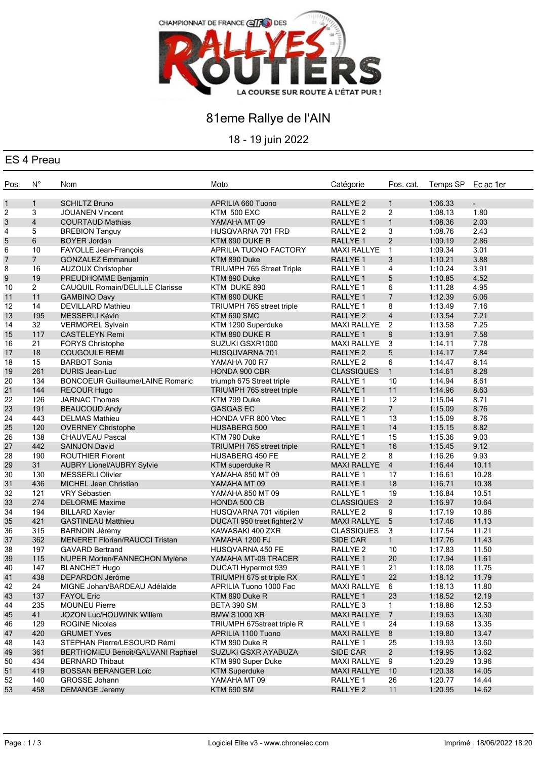CHAMPIONNAT DE FRANCE elf DES RALLYES ROUTIERS

LA COURSE SUR ROUTE À L'ÉTAT PUR !

# 81eme Rallye de l'AIN

18 - 19 juin 2022

## ES 4 Preau

| Pos. | N° | Nom | Moto | Catégorie | Pos. cat. | Temps SP | Ec ac 1er |
|---|---|---|---|---|---|---|---|
| 1 | 1 | SCHILTZ Bruno | APRILIA 660 Tuono | RALLYE 2 | 1 | 1:06.33 | - |
| 2 | 3 | JOUANEN Vincent | KTM 500 EXC | RALLYE 2 | 2 | 1:08.13 | 1.80 |
| 3 | 4 | COURTAUD Mathias | YAMAHA MT 09 | RALLYE 1 | 1 | 1:08.36 | 2.03 |
| 4 | 5 | BREBION Tanguy | HUSQVARNA 701 FRD | RALLYE 2 | 3 | 1:08.76 | 2.43 |
| 5 | 6 | BOYER Jordan | KTM 890 DUKE R | RALLYE 1 | 2 | 1:09.19 | 2.86 |
| 6 | 10 | FAYOLLE Jean-François | APRILIA TUONO FACTORY | MAXI RALLYE | 1 | 1:09.34 | 3.01 |
| 7 | 7 | GONZALEZ Emmanuel | KTM 890 Duke | RALLYE 1 | 3 | 1:10.21 | 3.88 |
| 8 | 16 | AUZOUX Christopher | TRIUMPH 765 Street Triple | RALLYE 1 | 4 | 1:10.24 | 3.91 |
| 9 | 19 | PREUDHOMME Benjamin | KTM 890 Duke | RALLYE 1 | 5 | 1:10.85 | 4.52 |
| 10 | 2 | CAUQUIL Romain/DELILLE Clarisse | KTM DUKE 890 | RALLYE 1 | 6 | 1:11.28 | 4.95 |
| 11 | 11 | GAMBINO Davy | KTM 890 DUKE | RALLYE 1 | 7 | 1:12.39 | 6.06 |
| 12 | 14 | DEVILLARD Mathieu | TRIUMPH 765 street triple | RALLYE 1 | 8 | 1:13.49 | 7.16 |
| 13 | 195 | MESSERLI Kévin | KTM 690 SMC | RALLYE 2 | 4 | 1:13.54 | 7.21 |
| 14 | 32 | VERMOREL Sylvain | KTM 1290 Superduke | MAXI RALLYE | 2 | 1:13.58 | 7.25 |
| 15 | 117 | CASTELEYN Remi | KTM 890 DUKE R | RALLYE 1 | 9 | 1:13.91 | 7.58 |
| 16 | 21 | FORYS Christophe | SUZUKI GSXR1000 | MAXI RALLYE | 3 | 1:14.11 | 7.78 |
| 17 | 18 | COUGOULE REMI | HUSQUVARNA 701 | RALLYE 2 | 5 | 1:14.17 | 7.84 |
| 18 | 15 | BARBOT Sonia | YAMAHA 700 R7 | RALLYE 2 | 6 | 1:14.47 | 8.14 |
| 19 | 261 | DURIS Jean-Luc | HONDA 900 CBR | CLASSIQUES | 1 | 1:14.61 | 8.28 |
| 20 | 134 | BONCOEUR Guillaume/LAINE Romaric | triumph 675 Street triple | RALLYE 1 | 10 | 1:14.94 | 8.61 |
| 21 | 144 | RECOUR Hugo | TRIUMPH 765 street triple | RALLYE 1 | 11 | 1:14.96 | 8.63 |
| 22 | 126 | JARNAC Thomas | KTM 799 Duke | RALLYE 1 | 12 | 1:15.04 | 8.71 |
| 23 | 191 | BEAUCOUD Andy | GASGAS EC | RALLYE 2 | 7 | 1:15.09 | 8.76 |
| 24 | 443 | DELMAS Mathieu | HONDA VFR 800 Vtec | RALLYE 1 | 13 | 1:15.09 | 8.76 |
| 25 | 120 | OVERNEY Christophe | HUSABERG 500 | RALLYE 1 | 14 | 1:15.15 | 8.82 |
| 26 | 138 | CHAUVEAU Pascal | KTM 790 Duke | RALLYE 1 | 15 | 1:15.36 | 9.03 |
| 27 | 442 | SAINJON David | TRIUMPH 765 street triple | RALLYE 1 | 16 | 1:15.45 | 9.12 |
| 28 | 190 | ROUTHIER Florent | HUSABERG 450 FE | RALLYE 2 | 8 | 1:16.26 | 9.93 |
| 29 | 31 | AUBRY Lionel/AUBRY Sylvie | KTM superduke R | MAXI RALLYE | 4 | 1:16.44 | 10.11 |
| 30 | 130 | MESSERLI Olivier | YAMAHA 850 MT 09 | RALLYE 1 | 17 | 1:16.61 | 10.28 |
| 31 | 436 | MICHEL Jean Christian | YAMAHA MT 09 | RALLYE 1 | 18 | 1:16.71 | 10.38 |
| 32 | 121 | VRY Sébastien | YAMAHA 850 MT 09 | RALLYE 1 | 19 | 1:16.84 | 10.51 |
| 33 | 274 | DELORME Maxime | HONDA 500 CB | CLASSIQUES | 2 | 1:16.97 | 10.64 |
| 34 | 194 | BILLARD Xavier | HUSQVARNA 701 vitipilen | RALLYE 2 | 9 | 1:17.19 | 10.86 |
| 35 | 421 | GASTINEAU Matthieu | DUCATI 950 treet fighter2 V | MAXI RALLYE | 5 | 1:17.46 | 11.13 |
| 36 | 315 | BARNOIN Jérémy | KAWASAKI 400 ZXR | CLASSIQUES | 3 | 1:17.54 | 11.21 |
| 37 | 362 | MENERET Florian/RAUCCI Tristan | YAMAHA 1200 FJ | SIDE CAR | 1 | 1:17.76 | 11.43 |
| 38 | 197 | GAVARD Bertrand | HUSQVARNA 450 FE | RALLYE 2 | 10 | 1:17.83 | 11.50 |
| 39 | 115 | NUPER Morten/FANNECHON Mylène | YAMAHA MT-09 TRACER | RALLYE 1 | 20 | 1:17.94 | 11.61 |
| 40 | 147 | BLANCHET Hugo | DUCATI Hypermot 939 | RALLYE 1 | 21 | 1:18.08 | 11.75 |
| 41 | 438 | DEPARDON Jérôme | TRIUMPH 675 st triple RX | RALLYE 1 | 22 | 1:18.12 | 11.79 |
| 42 | 24 | MIGNE Johan/BARDEAU Adélaïde | APRILIA Tuono 1000 Fac | MAXI RALLYE | 6 | 1:18.13 | 11.80 |
| 43 | 137 | FAYOL Eric | KTM 890 Duke R | RALLYE 1 | 23 | 1:18.52 | 12.19 |
| 44 | 235 | MOUNEU Pierre | BETA 390 SM | RALLYE 3 | 1 | 1:18.86 | 12.53 |
| 45 | 41 | JOZON Luc/HOUWINK Willem | BMW S1000 XR | MAXI RALLYE | 7 | 1:19.63 | 13.30 |
| 46 | 129 | ROGINE Nicolas | TRIUMPH 675street triple R | RALLYE 1 | 24 | 1:19.68 | 13.35 |
| 47 | 420 | GRUMET Yves | APRILIA 1100 Tuono | MAXI RALLYE | 8 | 1:19.80 | 13.47 |
| 48 | 143 | STEPHAN Pierre/LESOURD Rémi | KTM 890 Duke R | RALLYE 1 | 25 | 1:19.93 | 13.60 |
| 49 | 361 | BERTHOMIEU Benoît/GALVANI Raphael | SUZUKI GSXR AYABUZA | SIDE CAR | 2 | 1:19.95 | 13.62 |
| 50 | 434 | BERNARD Thibaut | KTM 990 Super Duke | MAXI RALLYE | 9 | 1:20.29 | 13.96 |
| 51 | 419 | BOSSAN BERANGER Loïc | KTM Superduke | MAXI RALLYE | 10 | 1:20.38 | 14.05 |
| 52 | 140 | GROSSE Johann | YAMAHA MT 09 | RALLYE 1 | 26 | 1:20.77 | 14.44 |
| 53 | 458 | DEMANGE Jeremy | KTM 690 SM | RALLYE 2 | 11 | 1:20.95 | 14.62 |

Logiciel Elite v3 - www.chronelec.com

Imprimé : 18/06/2022 18:20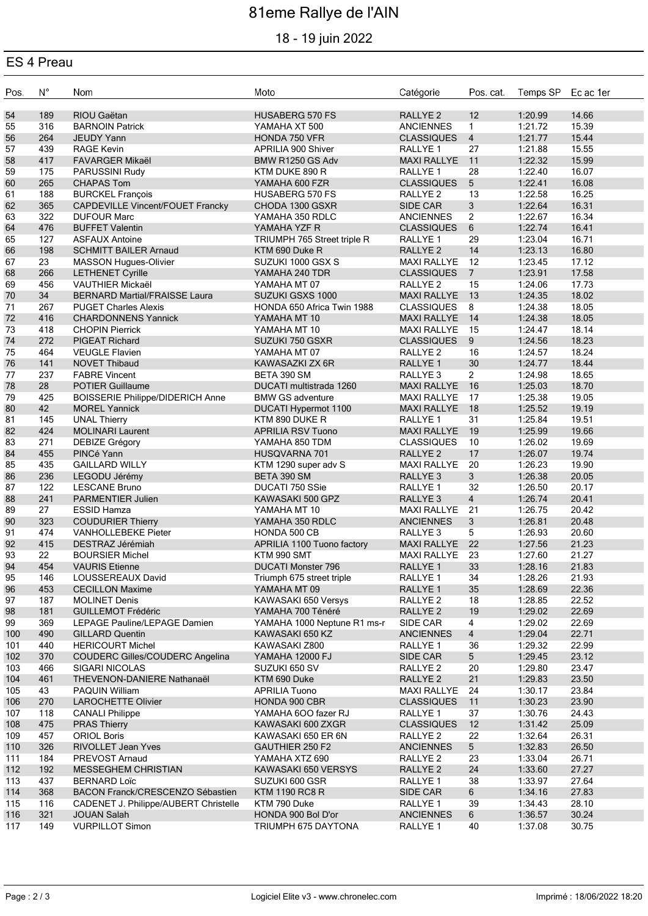# 81eme Rallye de l'AIN

## 18 - 19 juin 2022

### ES 4 Preau

| Pos. | N° | Nom | Moto | Catégorie | Pos. cat. | Temps SP | Ec ac 1er |
|---|---|---|---|---|---|---|---|
| 54 | 189 | RIOU Gaëtan | HUSABERG 570 FS | RALLYE 2 | 12 | 1:20.99 | 14.66 |
| 55 | 316 | BARNOIN Patrick | YAMAHA XT 500 | ANCIENNES | 1 | 1:21.72 | 15.39 |
| 56 | 264 | JEUDY Yann | HONDA 750 VFR | CLASSIQUES | 4 | 1:21.77 | 15.44 |
| 57 | 439 | RAGE Kevin | APRILIA 900 Shiver | RALLYE 1 | 27 | 1:21.88 | 15.55 |
| 58 | 417 | FAVARGER Mikaël | BMW R1250 GS Adv | MAXI RALLYE | 11 | 1:22.32 | 15.99 |
| 59 | 175 | PARUSSINI Rudy | KTM DUKE 890 R | RALLYE 1 | 28 | 1:22.40 | 16.07 |
| 60 | 265 | CHAPAS Tom | YAMAHA 600 FZR | CLASSIQUES | 5 | 1:22.41 | 16.08 |
| 61 | 188 | BURCKEL François | HUSABERG 570 FS | RALLYE 2 | 13 | 1:22.58 | 16.25 |
| 62 | 365 | CAPDEVILLE Vincent/FOUET Francky | CHODA 1300 GSXR | SIDE CAR | 3 | 1:22.64 | 16.31 |
| 63 | 322 | DUFOUR Marc | YAMAHA 350 RDLC | ANCIENNES | 2 | 1:22.67 | 16.34 |
| 64 | 476 | BUFFET Valentin | YAMAHA YZF R | CLASSIQUES | 6 | 1:22.74 | 16.41 |
| 65 | 127 | ASFAUX Antoine | TRIUMPH 765 Street triple R | RALLYE 1 | 29 | 1:23.04 | 16.71 |
| 66 | 198 | SCHMITT BAILER Arnaud | KTM 690 Duke R | RALLYE 2 | 14 | 1:23.13 | 16.80 |
| 67 | 23 | MASSON Hugues-Olivier | SUZUKI 1000 GSX S | MAXI RALLYE | 12 | 1:23.45 | 17.12 |
| 68 | 266 | LETHENET Cyrille | YAMAHA 240 TDR | CLASSIQUES | 7 | 1:23.91 | 17.58 |
| 69 | 456 | VAUTHIER Mickaël | YAMAHA MT 07 | RALLYE 2 | 15 | 1:24.06 | 17.73 |
| 70 | 34 | BERNARD Martial/FRAISSE Laura | SUZUKI GSXS 1000 | MAXI RALLYE | 13 | 1:24.35 | 18.02 |
| 71 | 267 | PUGET Charles Alexis | HONDA 650 Africa Twin 1988 | CLASSIQUES | 8 | 1:24.38 | 18.05 |
| 72 | 416 | CHARDONNENS Yannick | YAMAHA MT 10 | MAXI RALLYE | 14 | 1:24.38 | 18.05 |
| 73 | 418 | CHOPIN Pierrick | YAMAHA MT 10 | MAXI RALLYE | 15 | 1:24.47 | 18.14 |
| 74 | 272 | PIGEAT Richard | SUZUKI 750 GSXR | CLASSIQUES | 9 | 1:24.56 | 18.23 |
| 75 | 464 | VEUGLE Flavien | YAMAHA MT 07 | RALLYE 2 | 16 | 1:24.57 | 18.24 |
| 76 | 141 | NOVET Thibaud | KAWASAZKI ZX 6R | RALLYE 1 | 30 | 1:24.77 | 18.44 |
| 77 | 237 | FABRE Vincent | BETA 390 SM | RALLYE 3 | 2 | 1:24.98 | 18.65 |
| 78 | 28 | POTIER Guillaume | DUCATI multistrada 1260 | MAXI RALLYE | 16 | 1:25.03 | 18.70 |
| 79 | 425 | BOISSERIE Philippe/DIDERICH Anne | BMW GS adventure | MAXI RALLYE | 17 | 1:25.38 | 19.05 |
| 80 | 42 | MOREL Yannick | DUCATI Hypermot 1100 | MAXI RALLYE | 18 | 1:25.52 | 19.19 |
| 81 | 145 | UNAL Thierry | KTM 890 DUKE R | RALLYE 1 | 31 | 1:25.84 | 19.51 |
| 82 | 424 | MOLINARI Laurent | APRILIA RSV Tuono | MAXI RALLYE | 19 | 1:25.99 | 19.66 |
| 83 | 271 | DEBIZE Grégory | YAMAHA 850 TDM | CLASSIQUES | 10 | 1:26.02 | 19.69 |
| 84 | 455 | PINCé Yann | HUSQVARNA 701 | RALLYE 2 | 17 | 1:26.07 | 19.74 |
| 85 | 435 | GAILLARD WILLY | KTM 1290 super adv S | MAXI RALLYE | 20 | 1:26.23 | 19.90 |
| 86 | 236 | LEGODU Jérémy | BETA 390 SM | RALLYE 3 | 3 | 1:26.38 | 20.05 |
| 87 | 122 | LESCANE Bruno | DUCATI 750 SSie | RALLYE 1 | 32 | 1:26.50 | 20.17 |
| 88 | 241 | PARMENTIER Julien | KAWASAKI 500 GPZ | RALLYE 3 | 4 | 1:26.74 | 20.41 |
| 89 | 27 | ESSID Hamza | YAMAHA MT 10 | MAXI RALLYE | 21 | 1:26.75 | 20.42 |
| 90 | 323 | COUDURIER Thierry | YAMAHA 350 RDLC | ANCIENNES | 3 | 1:26.81 | 20.48 |
| 91 | 474 | VANHOLLEBEKE Pieter | HONDA 500 CB | RALLYE 3 | 5 | 1:26.93 | 20.60 |
| 92 | 415 | DESTRAZ Jérémiah | APRILIA 1100 Tuono factory | MAXI RALLYE | 22 | 1:27.56 | 21.23 |
| 93 | 22 | BOURSIER Michel | KTM 990 SMT | MAXI RALLYE | 23 | 1:27.60 | 21.27 |
| 94 | 454 | VAURIS Etienne | DUCATI Monster 796 | RALLYE 1 | 33 | 1:28.16 | 21.83 |
| 95 | 146 | LOUSSEREAUX David | Triumph 675 street triple | RALLYE 1 | 34 | 1:28.26 | 21.93 |
| 96 | 453 | CECILLON Maxime | YAMAHA MT 09 | RALLYE 1 | 35 | 1:28.69 | 22.36 |
| 97 | 187 | MOLINET Denis | KAWASAKI 650 Versys | RALLYE 2 | 18 | 1:28.85 | 22.52 |
| 98 | 181 | GUILLEMOT Frédéric | YAMAHA 700 Ténéré | RALLYE 2 | 19 | 1:29.02 | 22.69 |
| 99 | 369 | LEPAGE Pauline/LEPAGE Damien | YAMAHA 1000 Neptune R1 ms-r | SIDE CAR | 4 | 1:29.02 | 22.69 |
| 100 | 490 | GILLARD Quentin | KAWASAKI 650 KZ | ANCIENNES | 4 | 1:29.04 | 22.71 |
| 101 | 440 | HERICOURT Michel | KAWASAKI Z800 | RALLYE 1 | 36 | 1:29.32 | 22.99 |
| 102 | 370 | COUDERC Gilles/COUDERC Angelina | YAMAHA 12000 FJ | SIDE CAR | 5 | 1:29.45 | 23.12 |
| 103 | 466 | SIGARI NICOLAS | SUZUKI 650 SV | RALLYE 2 | 20 | 1:29.80 | 23.47 |
| 104 | 461 | THEVENON-DANIERE Nathanaël | KTM 690 Duke | RALLYE 2 | 21 | 1:29.83 | 23.50 |
| 105 | 43 | PAQUIN William | APRILIA Tuono | MAXI RALLYE | 24 | 1:30.17 | 23.84 |
| 106 | 270 | LAROCHETTE Olivier | HONDA 900 CBR | CLASSIQUES | 11 | 1:30.23 | 23.90 |
| 107 | 118 | CANALI Philippe | YAMAHA 6OO fazer RJ | RALLYE 1 | 37 | 1:30.76 | 24.43 |
| 108 | 475 | PRAS Thierry | KAWASAKI 600 ZXGR | CLASSIQUES | 12 | 1:31.42 | 25.09 |
| 109 | 457 | ORIOL Boris | KAWASAKI 650 ER 6N | RALLYE 2 | 22 | 1:32.64 | 26.31 |
| 110 | 326 | RIVOLLET Jean Yves | GAUTHIER 250 F2 | ANCIENNES | 5 | 1:32.83 | 26.50 |
| 111 | 184 | PREVOST Arnaud | YAMAHA XTZ 690 | RALLYE 2 | 23 | 1:33.04 | 26.71 |
| 112 | 192 | MESSEGHEM CHRISTIAN | KAWASAKI 650 VERSYS | RALLYE 2 | 24 | 1:33.60 | 27.27 |
| 113 | 437 | BERNARD Loïc | SUZUKI 600 GSR | RALLYE 1 | 38 | 1:33.97 | 27.64 |
| 114 | 368 | BACON Franck/CRESCENZO Sébastien | KTM 1190 RC8 R | SIDE CAR | 6 | 1:34.16 | 27.83 |
| 115 | 116 | CADENET J. Philippe/AUBERT Christelle | KTM 790 Duke | RALLYE 1 | 39 | 1:34.43 | 28.10 |
| 116 | 321 | JOUAN Salah | HONDA 900 Bol D'or | ANCIENNES | 6 | 1:36.57 | 30.24 |
| 117 | 149 | VURPILLOT Simon | TRIUMPH 675 DAYTONA | RALLYE 1 | 40 | 1:37.08 | 30.75 |

Logiciel Elite v3 - www.chronelec.com

Imprimé : 18/06/2022 18:20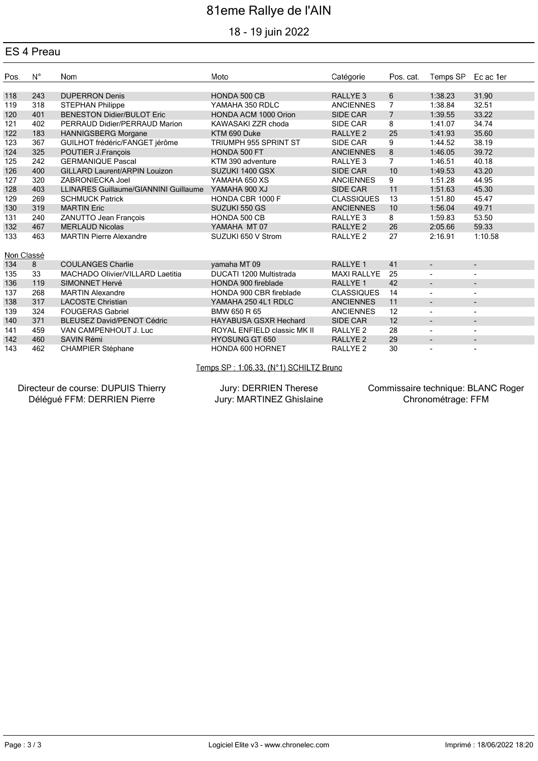# 81eme Rallye de l'AIN

18 - 19 juin 2022

## ES 4 Preau

| Pos. | N° | Nom | Moto | Catégorie | Pos. cat. | Temps SP | Ec ac 1er |
|---|---|---|---|---|---|---|---|
| 118 | 243 | DUPERRON Denis | HONDA 500 CB | RALLYE 3 | 6 | 1:38.23 | 31.90 |
| 119 | 318 | STEPHAN Philippe | YAMAHA 350 RDLC | ANCIENNES | 7 | 1:38.84 | 32.51 |
| 120 | 401 | BENESTON Didier/BULOT Eric | HONDA ACM 1000 Orion | SIDE CAR | 7 | 1:39.55 | 33.22 |
| 121 | 402 | PERRAUD Didier/PERRAUD Marion | KAWASAKI ZZR choda | SIDE CAR | 8 | 1:41.07 | 34.74 |
| 122 | 183 | HANNIGSBERG Morgane | KTM 690 Duke | RALLYE 2 | 25 | 1:41.93 | 35.60 |
| 123 | 367 | GUILHOT frédéric/FANGET jérôme | TRIUMPH 955 SPRINT ST | SIDE CAR | 9 | 1:44.52 | 38.19 |
| 124 | 325 | POUTIER J.François | HONDA 500 FT | ANCIENNES | 8 | 1:46.05 | 39.72 |
| 125 | 242 | GERMANIQUE Pascal | KTM 390 adventure | RALLYE 3 | 7 | 1:46.51 | 40.18 |
| 126 | 400 | GILLARD Laurent/ARPIN Louizon | SUZUKI 1400 GSX | SIDE CAR | 10 | 1:49.53 | 43.20 |
| 127 | 320 | ZABRONIECKA Joel | YAMAHA 650 XS | ANCIENNES | 9 | 1:51.28 | 44.95 |
| 128 | 403 | LLINARES Guillaume/GIANNINI Guillaume | YAMAHA 900 XJ | SIDE CAR | 11 | 1:51.63 | 45.30 |
| 129 | 269 | SCHMUCK Patrick | HONDA CBR 1000 F | CLASSIQUES | 13 | 1:51.80 | 45.47 |
| 130 | 319 | MARTIN Eric | SUZUKI 550 GS | ANCIENNES | 10 | 1:56.04 | 49.71 |
| 131 | 240 | ZANUTTO Jean François | HONDA 500 CB | RALLYE 3 | 8 | 1:59.83 | 53.50 |
| 132 | 467 | MERLAUD Nicolas | YAMAHA MT 07 | RALLYE 2 | 26 | 2:05.66 | 59.33 |
| 133 | 463 | MARTIN Pierre Alexandre | SUZUKI 650 V Strom | RALLYE 2 | 27 | 2:16.91 | 1:10.58 |
| Non Classé | | | | | | | |
| 134 | 8 | COULANGES Charlie | yamaha MT 09 | RALLYE 1 | 41 | - | - |
| 135 | 33 | MACHADO Olivier/VILLARD Laetitia | DUCATI 1200 Multistrada | MAXI RALLYE | 25 | - | - |
| 136 | 119 | SIMONNET Hervé | HONDA 900 fireblade | RALLYE 1 | 42 | - | - |
| 137 | 268 | MARTIN Alexandre | HONDA 900 CBR fireblade | CLASSIQUES | 14 | - | - |
| 138 | 317 | LACOSTE Christian | YAMAHA 250 4L1 RDLC | ANCIENNES | 11 | - | - |
| 139 | 324 | FOUGERAS Gabriel | BMW 650 R 65 | ANCIENNES | 12 | - | - |
| 140 | 371 | BLEUSEZ David/PENOT Cédric | HAYABUSA GSXR Hechard | SIDE CAR | 12 | - | - |
| 141 | 459 | VAN CAMPENHOUT J. Luc | ROYAL ENFIELD classic MK II | RALLYE 2 | 28 | - | - |
| 142 | 460 | SAVIN Rémi | HYOSUNG GT 650 | RALLYE 2 | 29 | - | - |
| 143 | 462 | CHAMPIER Stéphane | HONDA 600 HORNET | RALLYE 2 | 30 | - | - |

Temps SP : 1:06.33, (N°1) SCHILTZ Bruno

Directeur de course: DUPUIS Thierry
Délégué FFM: DERRIEN Pierre

Jury: DERRIEN Therese
Jury: MARTINEZ Ghislaine

Commissaire technique: BLANC Roger
Chronométrage: FFM

Logiciel Elite v3 - www.chronelec.com

Imprimé : 18/06/2022 18:20